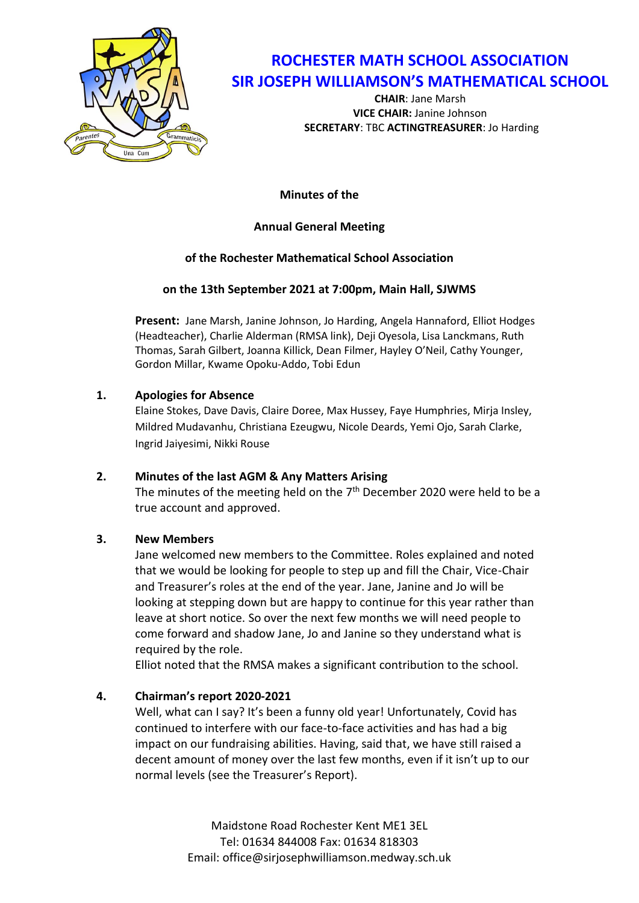# ROCHESTER MATH SCHOOL ASSOCIATION
# SIR JOSEPH WILLIAMSON'S MATHEMATICAL SCHOOL

**CHAIR**: Jane Marsh
**VICE CHAIR:** Janine Johnson
**SECRETARY**: TBC **ACTINGTREASURER**: Jo Harding

**Minutes of the**

**Annual General Meeting**

**of the Rochester Mathematical School Association**

**on the 13th September 2021 at 7:00pm, Main Hall, SJWMS**

**Present:** Jane Marsh, Janine Johnson, Jo Harding, Angela Hannaford, Elliot Hodges (Headteacher), Charlie Alderman (RMSA link), Deji Oyesola, Lisa Lanckmans, Ruth Thomas, Sarah Gilbert, Joanna Killick, Dean Filmer, Hayley O'Neil, Cathy Younger, Gordon Millar, Kwame Opoku-Addo, Tobi Edun

**1. Apologies for Absence**

Elaine Stokes, Dave Davis, Claire Doree, Max Hussey, Faye Humphries, Mirja Insley, Mildred Mudavanhu, Christiana Ezeugwu, Nicole Deards, Yemi Ojo, Sarah Clarke, Ingrid Jaiyesimi, Nikki Rouse

**2. Minutes of the last AGM & Any Matters Arising**

The minutes of the meeting held on the 7th December 2020 were held to be a true account and approved.

**3. New Members**

Jane welcomed new members to the Committee. Roles explained and noted that we would be looking for people to step up and fill the Chair, Vice-Chair and Treasurer's roles at the end of the year. Jane, Janine and Jo will be looking at stepping down but are happy to continue for this year rather than leave at short notice. So over the next few months we will need people to come forward and shadow Jane, Jo and Janine so they understand what is required by the role.

Elliot noted that the RMSA makes a significant contribution to the school.

**4. Chairman's report 2020-2021**

Well, what can I say? It's been a funny old year! Unfortunately, Covid has continued to interfere with our face-to-face activities and has had a big impact on our fundraising abilities. Having, said that, we have still raised a decent amount of money over the last few months, even if it isn't up to our normal levels (see the Treasurer's Report).

Maidstone Road Rochester Kent ME1 3EL
Tel: 01634 844008 Fax: 01634 818303
Email: office@sirjosephwilliamson.medway.sch.uk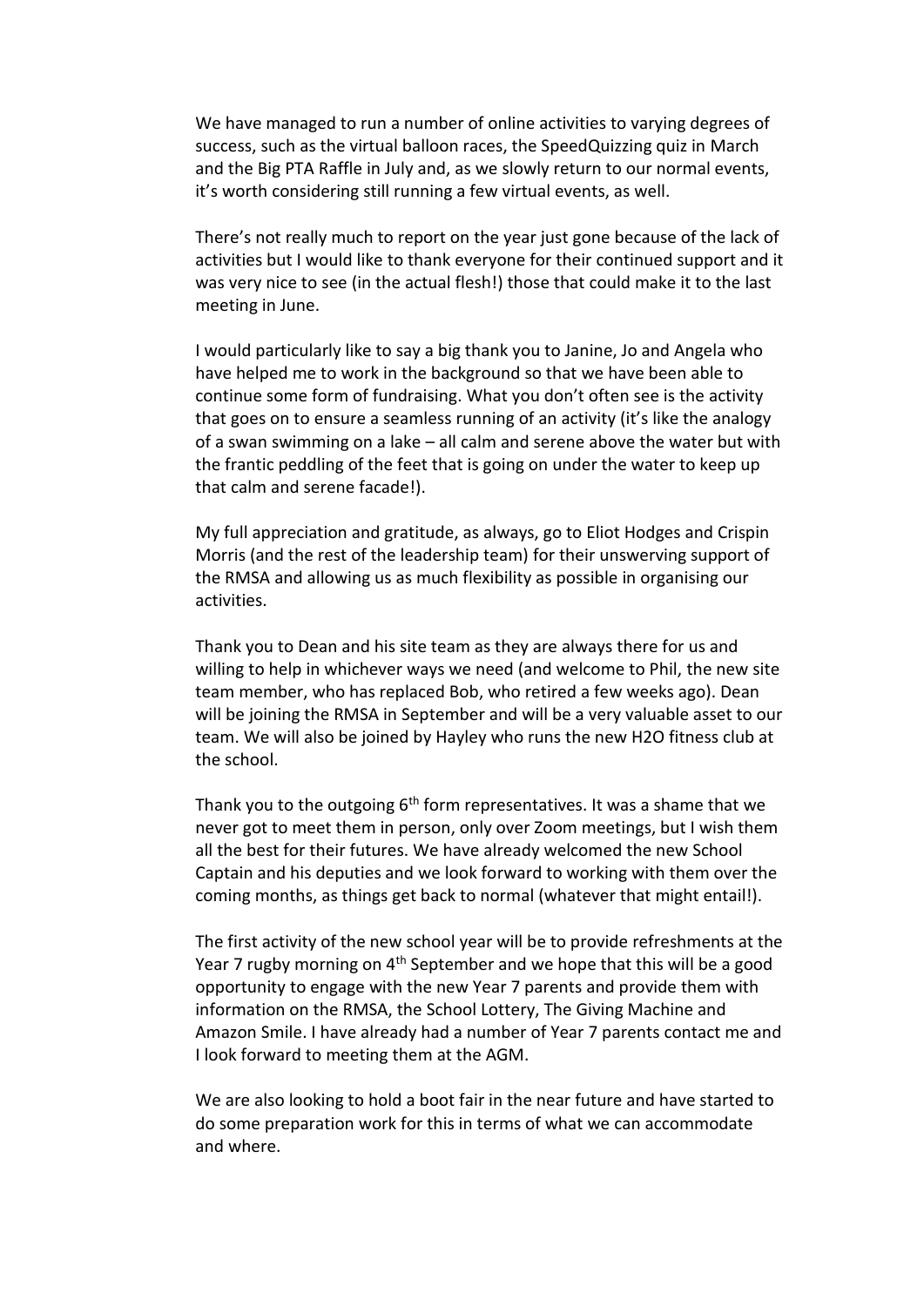We have managed to run a number of online activities to varying degrees of success, such as the virtual balloon races, the SpeedQuizzing quiz in March and the Big PTA Raffle in July and, as we slowly return to our normal events, it's worth considering still running a few virtual events, as well.

There's not really much to report on the year just gone because of the lack of activities but I would like to thank everyone for their continued support and it was very nice to see (in the actual flesh!) those that could make it to the last meeting in June.

I would particularly like to say a big thank you to Janine, Jo and Angela who have helped me to work in the background so that we have been able to continue some form of fundraising. What you don't often see is the activity that goes on to ensure a seamless running of an activity (it's like the analogy of a swan swimming on a lake – all calm and serene above the water but with the frantic peddling of the feet that is going on under the water to keep up that calm and serene facade!).

My full appreciation and gratitude, as always, go to Eliot Hodges and Crispin Morris (and the rest of the leadership team) for their unswerving support of the RMSA and allowing us as much flexibility as possible in organising our activities.

Thank you to Dean and his site team as they are always there for us and willing to help in whichever ways we need (and welcome to Phil, the new site team member, who has replaced Bob, who retired a few weeks ago). Dean will be joining the RMSA in September and will be a very valuable asset to our team. We will also be joined by Hayley who runs the new H2O fitness club at the school.

Thank you to the outgoing 6th form representatives. It was a shame that we never got to meet them in person, only over Zoom meetings, but I wish them all the best for their futures. We have already welcomed the new School Captain and his deputies and we look forward to working with them over the coming months, as things get back to normal (whatever that might entail!).

The first activity of the new school year will be to provide refreshments at the Year 7 rugby morning on 4th September and we hope that this will be a good opportunity to engage with the new Year 7 parents and provide them with information on the RMSA, the School Lottery, The Giving Machine and Amazon Smile. I have already had a number of Year 7 parents contact me and I look forward to meeting them at the AGM.

We are also looking to hold a boot fair in the near future and have started to do some preparation work for this in terms of what we can accommodate and where.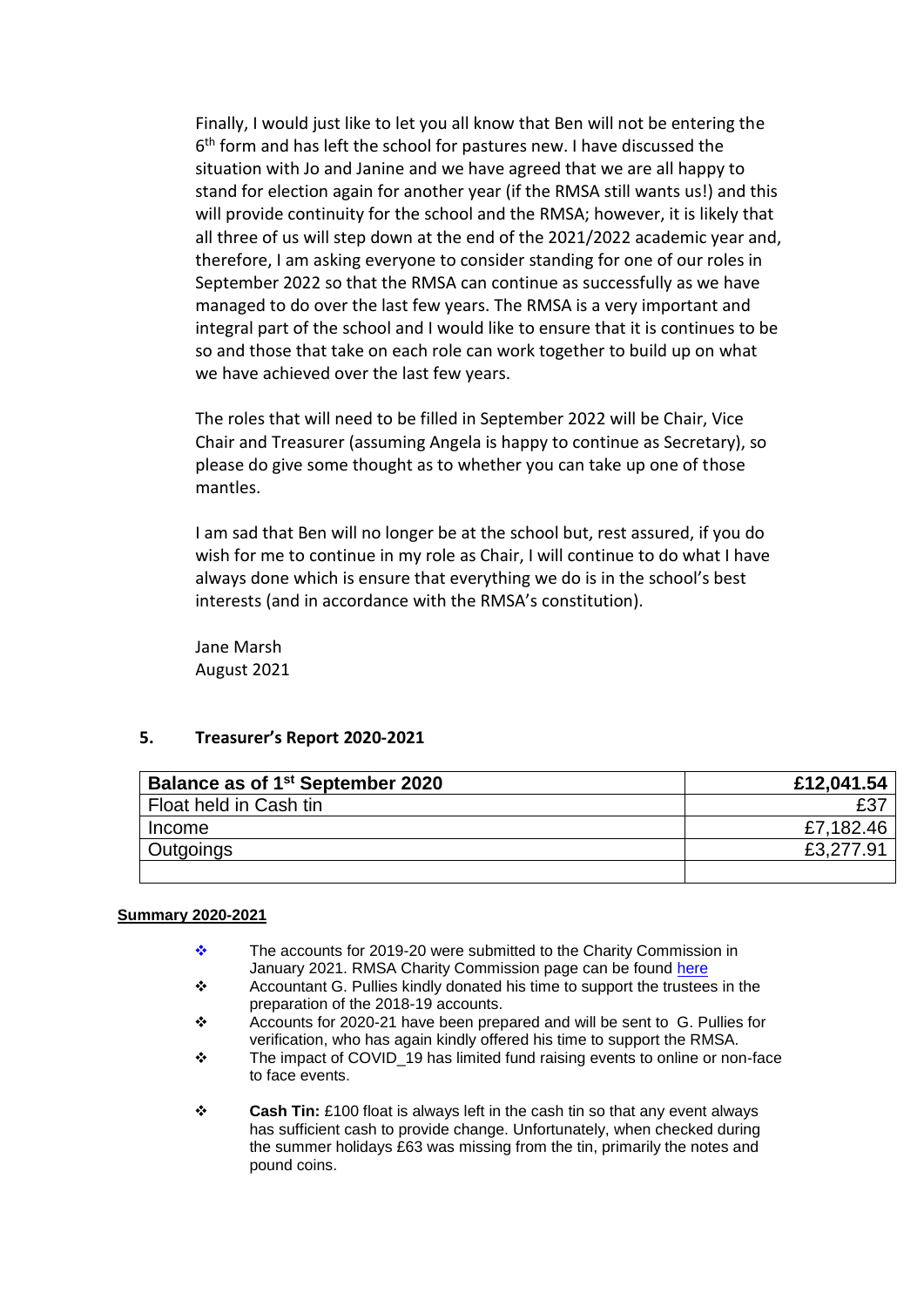Finally, I would just like to let you all know that Ben will not be entering the 6th form and has left the school for pastures new. I have discussed the situation with Jo and Janine and we have agreed that we are all happy to stand for election again for another year (if the RMSA still wants us!) and this will provide continuity for the school and the RMSA; however, it is likely that all three of us will step down at the end of the 2021/2022 academic year and, therefore, I am asking everyone to consider standing for one of our roles in September 2022 so that the RMSA can continue as successfully as we have managed to do over the last few years. The RMSA is a very important and integral part of the school and I would like to ensure that it is continues to be so and those that take on each role can work together to build up on what we have achieved over the last few years.

The roles that will need to be filled in September 2022 will be Chair, Vice Chair and Treasurer (assuming Angela is happy to continue as Secretary), so please do give some thought as to whether you can take up one of those mantles.

I am sad that Ben will no longer be at the school but, rest assured, if you do wish for me to continue in my role as Chair, I will continue to do what I have always done which is ensure that everything we do is in the school's best interests (and in accordance with the RMSA's constitution).

Jane Marsh
August 2021

## 5. Treasurer's Report 2020-2021

| **Balance as of 1st September 2020** | **£12,041.54** |
|---|---|
| Float held in Cash tin | £37 |
| Income | £7,182.46 |
| Outgoings | £3,277.91 |
| | |

**Summary 2020-2021**

- The accounts for 2019-20 were submitted to the Charity Commission in January 2021. RMSA Charity Commission page can be found here
- Accountant G. Pullies kindly donated his time to support the trustees in the preparation of the 2018-19 accounts.
- Accounts for 2020-21 have been prepared and will be sent to G. Pullies for verification, who has again kindly offered his time to support the RMSA.
- The impact of COVID_19 has limited fund raising events to online or non-face to face events.
- **Cash Tin:** £100 float is always left in the cash tin so that any event always has sufficient cash to provide change. Unfortunately, when checked during the summer holidays £63 was missing from the tin, primarily the notes and pound coins.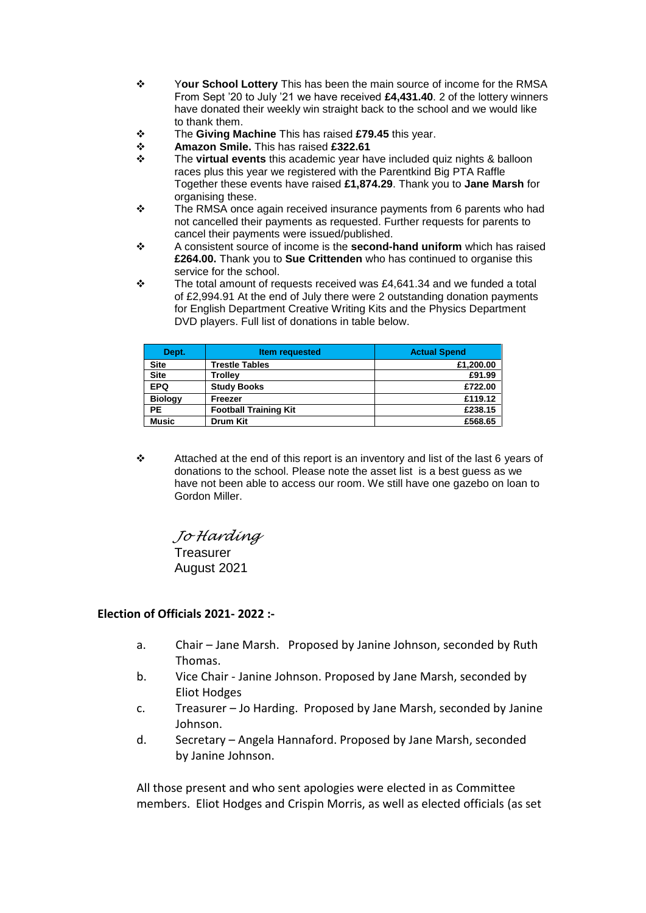- **Your School Lottery** This has been the main source of income for the RMSA From Sept '20 to July '21 we have received **£4,431.40**. 2 of the lottery winners have donated their weekly win straight back to the school and we would like to thank them.
- The **Giving Machine** This has raised **£79.45** this year.
- **Amazon Smile.** This has raised **£322.61**
- The **virtual events** this academic year have included quiz nights & balloon races plus this year we registered with the Parentkind Big PTA Raffle Together these events have raised **£1,874.29**. Thank you to **Jane Marsh** for organising these.
- The RMSA once again received insurance payments from 6 parents who had not cancelled their payments as requested. Further requests for parents to cancel their payments were issued/published.
- A consistent source of income is the **second-hand uniform** which has raised **£264.00.** Thank you to **Sue Crittenden** who has continued to organise this service for the school.
- The total amount of requests received was £4,641.34 and we funded a total of £2,994.91 At the end of July there were 2 outstanding donation payments for English Department Creative Writing Kits and the Physics Department DVD players. Full list of donations in table below.

| Dept. | Item requested | Actual Spend |
|---|---|---|
| **Site** | **Trestle Tables** | **£1,200.00** |
| **Site** | **Trolley** | **£91.99** |
| **EPQ** | **Study Books** | **£722.00** |
| **Biology** | **Freezer** | **£119.12** |
| **PE** | **Football Training Kit** | **£238.15** |
| **Music** | **Drum Kit** | **£568.65** |

- Attached at the end of this report is an inventory and list of the last 6 years of donations to the school. Please note the asset list is a best guess as we have not been able to access our room. We still have one gazebo on loan to Gordon Miller.

*Jo Harding*
Treasurer
August 2021

**Election of Officials 2021- 2022 :-**

a. Chair – Jane Marsh. Proposed by Janine Johnson, seconded by Ruth Thomas.
b. Vice Chair - Janine Johnson. Proposed by Jane Marsh, seconded by Eliot Hodges
c. Treasurer – Jo Harding. Proposed by Jane Marsh, seconded by Janine Johnson.
d. Secretary – Angela Hannaford. Proposed by Jane Marsh, seconded by Janine Johnson.

All those present and who sent apologies were elected in as Committee members. Eliot Hodges and Crispin Morris, as well as elected officials (as set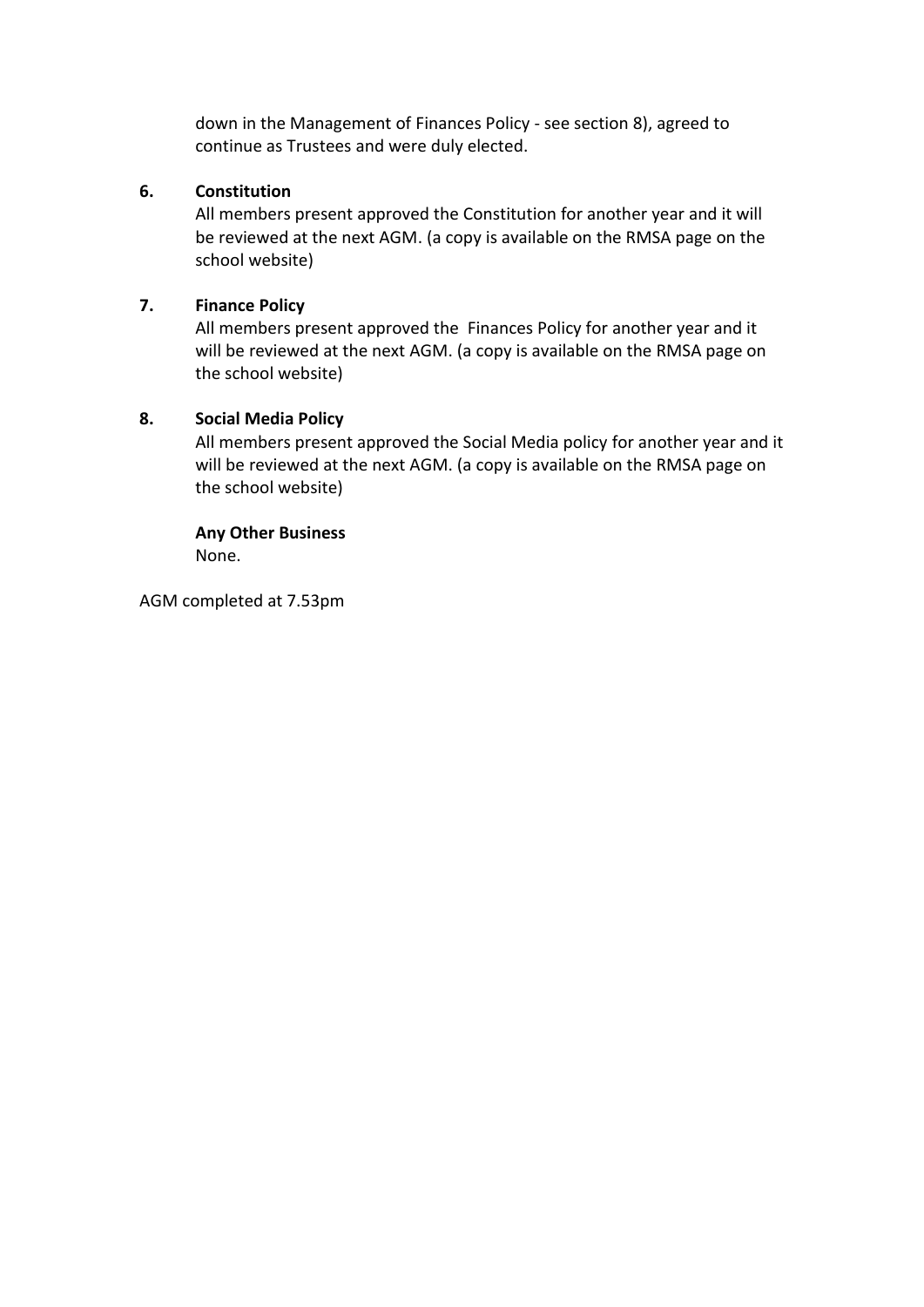down in the Management of Finances Policy - see section 8), agreed to continue as Trustees and were duly elected.

**6. Constitution**

All members present approved the Constitution for another year and it will be reviewed at the next AGM. (a copy is available on the RMSA page on the school website)

**7. Finance Policy**

All members present approved the Finances Policy for another year and it will be reviewed at the next AGM. (a copy is available on the RMSA page on the school website)

**8. Social Media Policy**

All members present approved the Social Media policy for another year and it will be reviewed at the next AGM. (a copy is available on the RMSA page on the school website)

**Any Other Business**

None.

AGM completed at 7.53pm